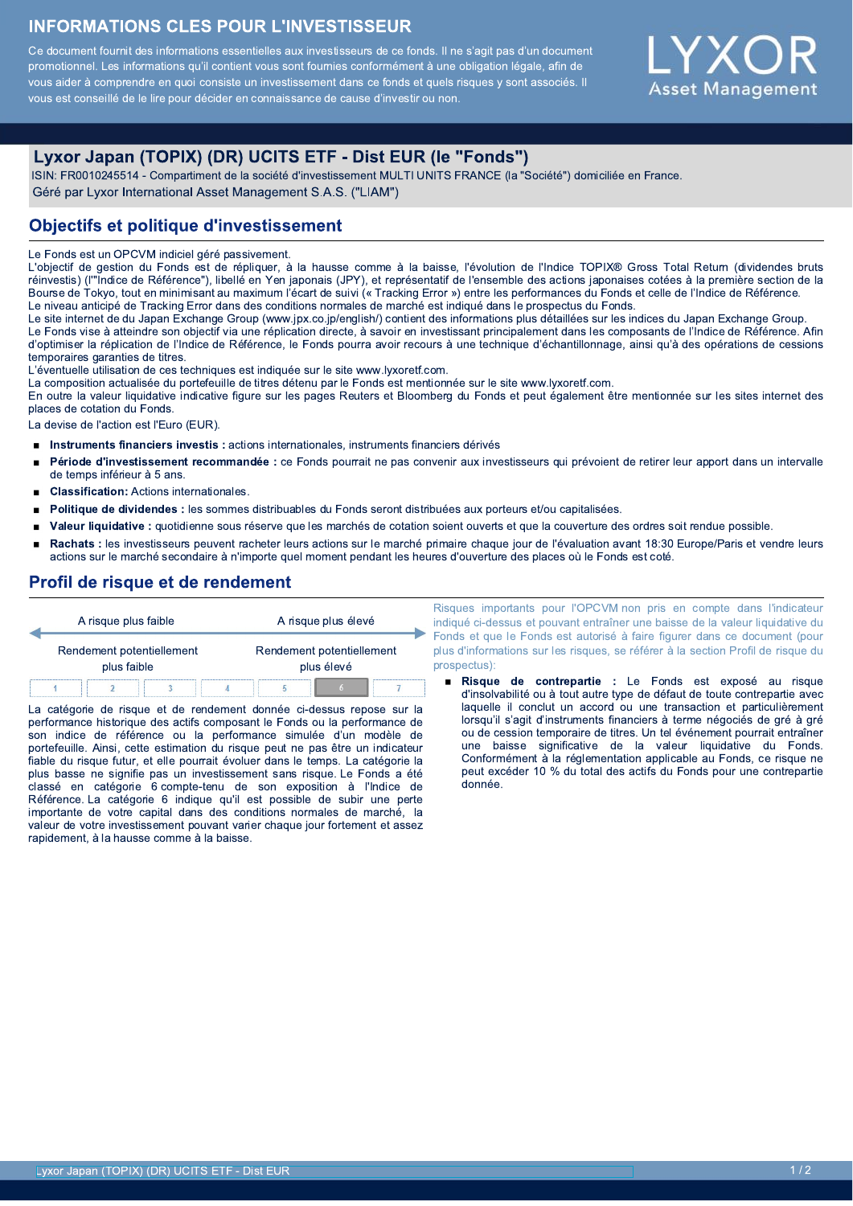# INFORMATIONS CLES POUR L'INVESTISSEUR

Ce document fournit des informations essentielles aux investisseurs de ce fonds. Il ne s'agit pas d'un document promotionnel. Les informations qu'il contient vous sont fournies conformément à une obligation légale, afin de vous aider à comprendre en quoi consiste un investissement dans ce fonds et quels risques y sont associés. Il vous est conseillé de le lire pour décider en connaissance de cause d'investir ou non.

LYXOR Asset Management

## Lyxor Japan (TOPIX) (DR) UCITS ETF - Dist EUR (le "Fonds")

ISIN: FR0010245514 - Compartiment de la société d'investissement MULTI UNITS FRANCE (la "Société") domiciliée en France.
Géré par Lyxor International Asset Management S.A.S. ("LIAM")

## Objectifs et politique d'investissement

Le Fonds est un OPCVM indiciel géré passivement.
L'objectif de gestion du Fonds est de répliquer, à la hausse comme à la baisse, l'évolution de l'Indice TOPIX® Gross Total Return (dividendes bruts réinvestis) (l'"Indice de Référence"), libellé en Yen japonais (JPY), et représentatif de l'ensemble des actions japonaises cotées à la première section de la Bourse de Tokyo, tout en minimisant au maximum l'écart de suivi (« Tracking Error ») entre les performances du Fonds et celle de l'Indice de Référence.
Le niveau anticipé de Tracking Error dans des conditions normales de marché est indiqué dans le prospectus du Fonds.
Le site internet de du Japan Exchange Group (www.jpx.co.jp/english/) contient des informations plus détaillées sur les indices du Japan Exchange Group.
Le Fonds vise à atteindre son objectif via une réplication directe, à savoir en investissant principalement dans les composants de l'Indice de Référence. Afin d'optimiser la réplication de l'Indice de Référence, le Fonds pourra avoir recours à une technique d'échantillonnage, ainsi qu'à des opérations de cessions temporaires garanties de titres.
L'éventuelle utilisation de ces techniques est indiquée sur le site www.lyxoretf.com.
La composition actualisée du portefeuille de titres détenu par le Fonds est mentionnée sur le site www.lyxoretf.com.
En outre la valeur liquidative indicative figure sur les pages Reuters et Bloomberg du Fonds et peut également être mentionnée sur les sites internet des places de cotation du Fonds.
La devise de l'action est l'Euro (EUR).

- **Instruments financiers investis :** actions internationales, instruments financiers dérivés
- **Période d'investissement recommandée :** ce Fonds pourrait ne pas convenir aux investisseurs qui prévoient de retirer leur apport dans un intervalle de temps inférieur à 5 ans.
- **Classification:** Actions internationales.
- **Politique de dividendes :** les sommes distribuables du Fonds seront distribuées aux porteurs et/ou capitalisées.
- **Valeur liquidative :** quotidienne sous réserve que les marchés de cotation soient ouverts et que la couverture des ordres soit rendue possible.
- **Rachats :** les investisseurs peuvent racheter leurs actions sur le marché primaire chaque jour de l'évaluation avant 18:30 Europe/Paris et vendre leurs actions sur le marché secondaire à n'importe quel moment pendant les heures d'ouverture des places où le Fonds est coté.

## Profil de risque et de rendement

| A risque plus faible | | | | | | A risque plus élevé |
|---|---|---|---|---|---|---|
| Rendement potentiellement plus faible | | | | | | Rendement potentiellement plus élevé |
| 1 | 2 | 3 | 4 | 5 | **6** | 7 |

La catégorie de risque et de rendement donnée ci-dessus repose sur la performance historique des actifs composant le Fonds ou la performance de son indice de référence ou la performance simulée d'un modèle de portefeuille. Ainsi, cette estimation du risque peut ne pas être un indicateur fiable du risque futur, et elle pourrait évoluer dans le temps. La catégorie la plus basse ne signifie pas un investissement sans risque. Le Fonds a été classé en catégorie 6 compte-tenu de son exposition à l'Indice de Référence. La catégorie 6 indique qu'il est possible de subir une perte importante de votre capital dans des conditions normales de marché, la valeur de votre investissement pouvant varier chaque jour fortement et assez rapidement, à la hausse comme à la baisse.

Risques importants pour l'OPCVM non pris en compte dans l'indicateur indiqué ci-dessus et pouvant entraîner une baisse de la valeur liquidative du Fonds et que le Fonds est autorisé à faire figurer dans ce document (pour plus d'informations sur les risques, se référer à la section Profil de risque du prospectus):

- **Risque de contrepartie :** Le Fonds est exposé au risque d'insolvabilité ou à tout autre type de défaut de toute contrepartie avec laquelle il conclut un accord ou une transaction et particulièrement lorsqu'il s'agit d'instruments financiers à terme négociés de gré à gré ou de cession temporaire de titres. Un tel événement pourrait entraîner une baisse significative de la valeur liquidative du Fonds. Conformément à la réglementation applicable au Fonds, ce risque ne peut excéder 10 % du total des actifs du Fonds pour une contrepartie donnée.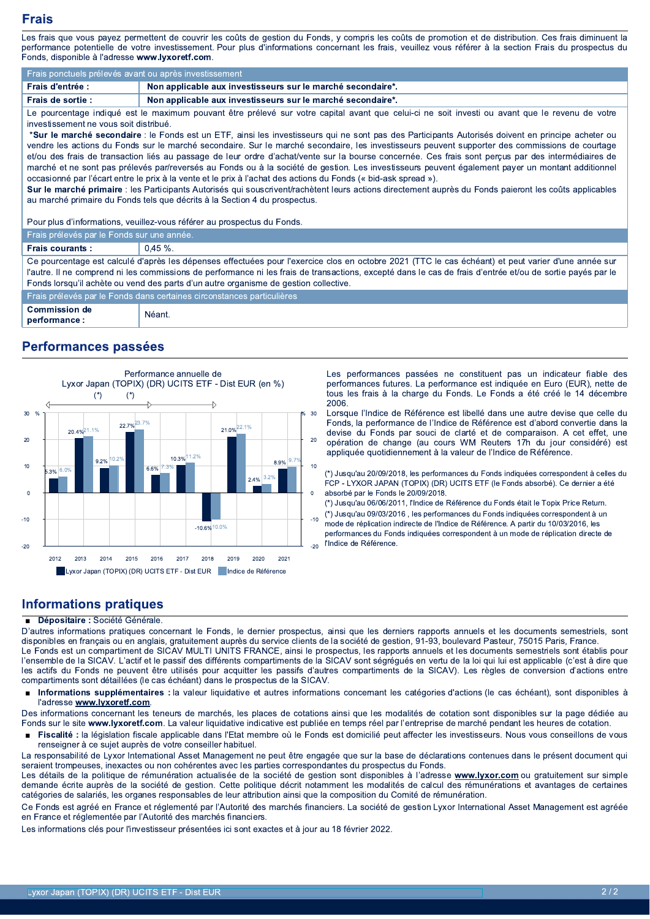## Frais

Les frais que vous payez permettent de couvrir les coûts de gestion du Fonds, y compris les coûts de promotion et de distribution. Ces frais diminuent la performance potentielle de votre investissement. Pour plus d'informations concernant les frais, veuillez vous référer à la section Frais du prospectus du Fonds, disponible à l'adresse **www.lyxoretf.com**.

| Frais ponctuels prélevés avant ou après investissement | |
|---|---|
| **Frais d'entrée :** | **Non applicable aux investisseurs sur le marché secondaire*.** |
| **Frais de sortie :** | **Non applicable aux investisseurs sur le marché secondaire*.** |

Le pourcentage indiqué est le maximum pouvant être prélevé sur votre capital avant que celui-ci ne soit investi ou avant que le revenu de votre investissement ne vous soit distribué.

***Sur le marché secondaire** : le Fonds est un ETF, ainsi les investisseurs qui ne sont pas des Participants Autorisés doivent en principe acheter ou vendre les actions du Fonds sur le marché secondaire. Sur le marché secondaire, les investisseurs peuvent supporter des commissions de courtage et/ou des frais de transaction liés au passage de leur ordre d'achat/vente sur la bourse concernée. Ces frais sont perçus par des intermédiaires de marché et ne sont pas prélevés par/reversés au Fonds ou à la société de gestion. Les investisseurs peuvent également payer un montant additionnel occasionné par l'écart entre le prix à la vente et le prix à l'achat des actions du Fonds (« bid-ask spread »).

**Sur le marché primaire** : les Participants Autorisés qui souscrivent/rachètent leurs actions directement auprès du Fonds paieront les coûts applicables au marché primaire du Fonds tels que décrits à la Section 4 du prospectus.

Pour plus d'informations, veuillez-vous référer au prospectus du Fonds.

| Frais prélevés par le Fonds sur une année. | |
|---|---|
| **Frais courants :** | 0,45 %. |

Ce pourcentage est calculé d'après les dépenses effectuées pour l'exercice clos en octobre 2021 (TTC le cas échéant) et peut varier d'une année sur l'autre. Il ne comprend ni les commissions de performance ni les frais de transactions, excepté dans le cas de frais d'entrée et/ou de sortie payés par le Fonds lorsqu'il achète ou vend des parts d'un autre organisme de gestion collective.

| Frais prélevés par le Fonds dans certaines circonstances particulières | |
|---|---|
| **Commission de performance :** | Néant. |

## Performances passées

Performance annuelle de
Lyxor Japan (TOPIX) (DR) UCITS ETF - Dist EUR (en %)

(*) (*)

30 % 20 10 0 -10 -20

2012: 5.3% 6.0%
2013: 20.4% 21.1%
2014: 9.2% 10.2%
2015: 22.7% 23.7%
2016: 6.6% 7.3%
2017: 10.3% 11.2%
2018: -10.6% -10.0%
2019: 21.0% 22.1%
2020: 2.4% 3.2%
2021: 8.9% 9.7%

Lyxor Japan (TOPIX) (DR) UCITS ETF - Dist EUR
Indice de Référence

Les performances passées ne constituent pas un indicateur fiable des performances futures. La performance est indiquée en Euro (EUR), nette de tous les frais à la charge du Fonds. Le Fonds a été créé le 14 décembre 2006.

Lorsque l'Indice de Référence est libellé dans une autre devise que celle du Fonds, la performance de l'Indice de Référence est d'abord convertie dans la devise du Fonds par souci de clarté et de comparaison. A cet effet, une opération de change (au cours WM Reuters 17h du jour considéré) est appliquée quotidiennement à la valeur de l'Indice de Référence.

(*) Jusqu'au 20/09/2018, les performances du Fonds indiquées correspondent à celles du FCP - LYXOR JAPAN (TOPIX) (DR) UCITS ETF (le Fonds absorbé). Ce dernier a été absorbé par le Fonds le 20/09/2018.

(*) Jusqu'au 06/06/2011, l'Indice de Référence du Fonds était le Topix Price Return.

(*) Jusqu'au 09/03/2016 , les performances du Fonds indiquées correspondent à un mode de réplication indirecte de l'Indice de Référence. A partir du 10/03/2016, les performances du Fonds indiquées correspondent à un mode de réplication directe de l'Indice de Référence.

## Informations pratiques

- **Dépositaire :** Société Générale.

D'autres informations pratiques concernant le Fonds, le dernier prospectus, ainsi que les derniers rapports annuels et les documents semestriels, sont disponibles en français ou en anglais, gratuitement auprès du service clients de la société de gestion, 91-93, boulevard Pasteur, 75015 Paris, France.

Le Fonds est un compartiment de SICAV MULTI UNITS FRANCE, ainsi le prospectus, les rapports annuels et les documents semestriels sont établis pour l'ensemble de la SICAV. L'actif et le passif des différents compartiments de la SICAV sont ségrégués en vertu de la loi qui lui est applicable (c'est à dire que les actifs du Fonds ne peuvent être utilisés pour acquitter les passifs d'autres compartiments de la SICAV). Les règles de conversion d'actions entre compartiments sont détaillées (le cas échéant) dans le prospectus de la SICAV.

- **Informations supplémentaires :** la valeur liquidative et autres informations concernant les catégories d'actions (le cas échéant), sont disponibles à l'adresse **www.lyxoretf.com**.

Des informations concernant les teneurs de marchés, les places de cotations ainsi que les modalités de cotation sont disponibles sur la page dédiée au Fonds sur le site **www.lyxoretf.com**. La valeur liquidative indicative est publiée en temps réel par l'entreprise de marché pendant les heures de cotation.

- **Fiscalité :** la législation fiscale applicable dans l'Etat membre où le Fonds est domicilié peut affecter les investisseurs. Nous vous conseillons de vous renseigner à ce sujet auprès de votre conseiller habituel.

La responsabilité de Lyxor International Asset Management ne peut être engagée que sur la base de déclarations contenues dans le présent document qui seraient trompeuses, inexactes ou non cohérentes avec les parties correspondantes du prospectus du Fonds.

Les détails de la politique de rémunération actualisée de la société de gestion sont disponibles à l'adresse **www.lyxor.com** ou gratuitement sur simple demande écrite auprès de la société de gestion. Cette politique décrit notamment les modalités de calcul des rémunérations et avantages de certaines catégories de salariés, les organes responsables de leur attribution ainsi que la composition du Comité de rémunération.

Ce Fonds est agréé en France et réglementé par l'Autorité des marchés financiers. La société de gestion Lyxor International Asset Management est agréée en France et réglementée par l'Autorité des marchés financiers.

Les informations clés pour l'investisseur présentées ici sont exactes et à jour au 18 février 2022.